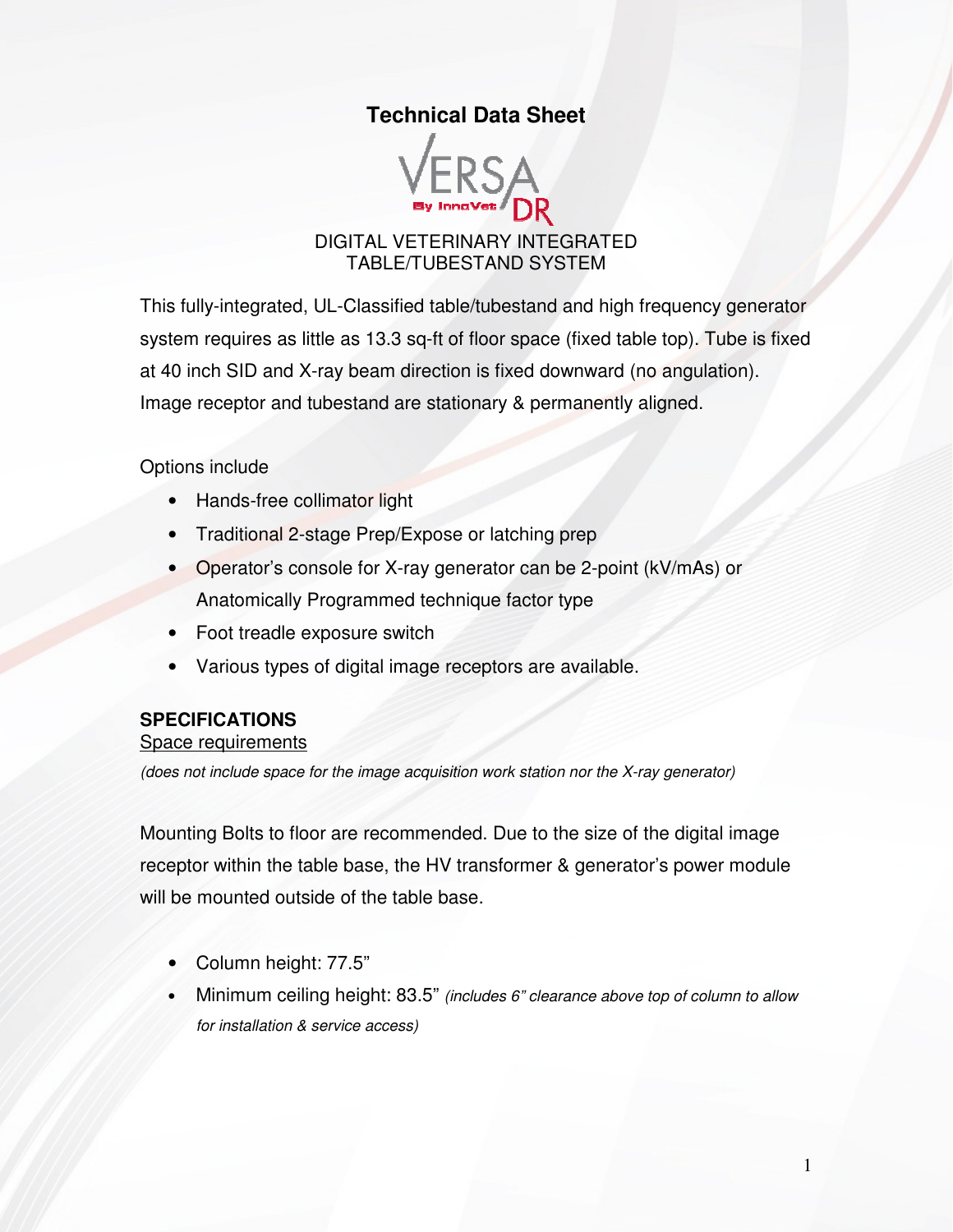# Technical Data Sheet

VERSA DR
By InnoVet

DIGITAL VETERINARY INTEGRATED
TABLE/TUBESTAND SYSTEM

This fully-integrated, UL-Classified table/tubestand and high frequency generator system requires as little as 13.3 sq-ft of floor space (fixed table top). Tube is fixed at 40 inch SID and X-ray beam direction is fixed downward (no angulation). Image receptor and tubestand are stationary & permanently aligned.

Options include

- Hands-free collimator light
- Traditional 2-stage Prep/Expose or latching prep
- Operator's console for X-ray generator can be 2-point (kV/mAs) or Anatomically Programmed technique factor type
- Foot treadle exposure switch
- Various types of digital image receptors are available.

## SPECIFICATIONS

<u>Space requirements</u>

*(does not include space for the image acquisition work station nor the X-ray generator)*

Mounting Bolts to floor are recommended. Due to the size of the digital image receptor within the table base, the HV transformer & generator's power module will be mounted outside of the table base.

- Column height: 77.5"
- Minimum ceiling height: 83.5" *(includes 6" clearance above top of column to allow for installation & service access)*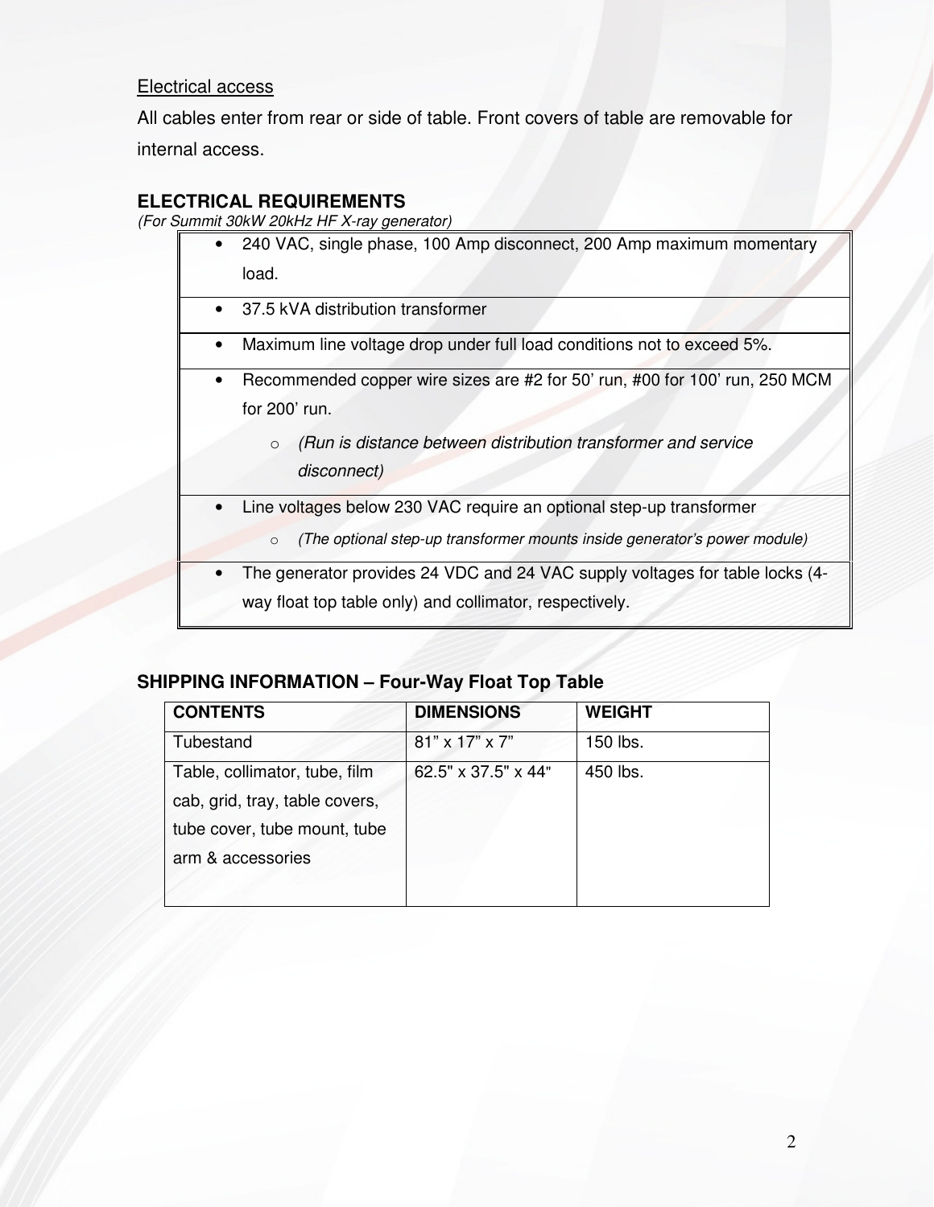Electrical access

All cables enter from rear or side of table. Front covers of table are removable for internal access.

## ELECTRICAL REQUIREMENTS

*(For Summit 30kW 20kHz HF X-ray generator)*

- 240 VAC, single phase, 100 Amp disconnect, 200 Amp maximum momentary load.
- 37.5 kVA distribution transformer
- Maximum line voltage drop under full load conditions not to exceed 5%.
- Recommended copper wire sizes are #2 for 50' run, #00 for 100' run, 250 MCM for 200' run.
  - *(Run is distance between distribution transformer and service disconnect)*
- Line voltages below 230 VAC require an optional step-up transformer
  - *(The optional step-up transformer mounts inside generator's power module)*
- The generator provides 24 VDC and 24 VAC supply voltages for table locks (4-way float top table only) and collimator, respectively.

## SHIPPING INFORMATION – Four-Way Float Top Table

| CONTENTS | DIMENSIONS | WEIGHT |
| --- | --- | --- |
| Tubestand | 81" x 17" x 7" | 150 lbs. |
| Table, collimator, tube, film cab, grid, tray, table covers, tube cover, tube mount, tube arm & accessories | 62.5" x 37.5" x 44" | 450 lbs. |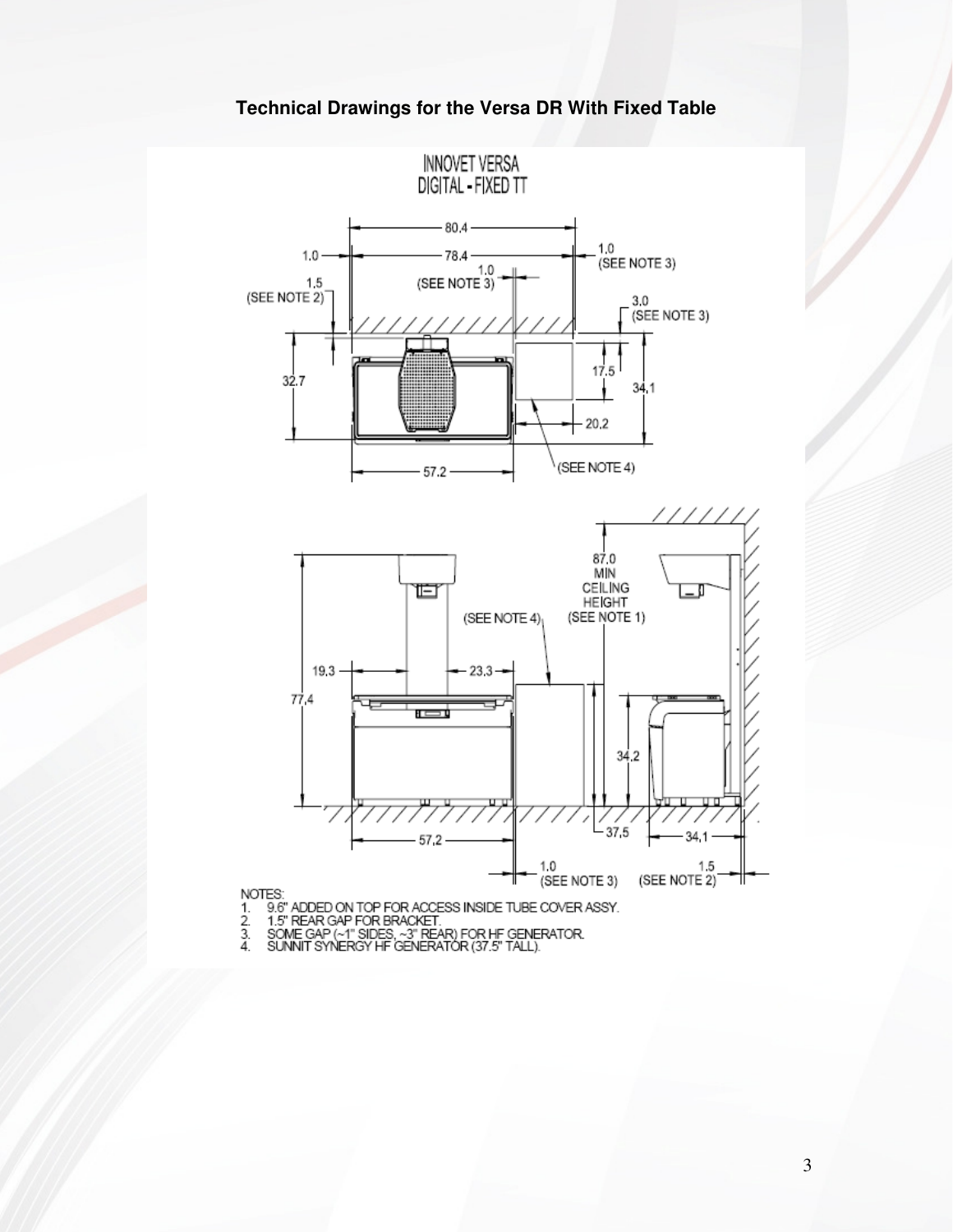**Technical Drawings for the Versa DR With Fixed Table**

INNOVET VERSA
DIGITAL - FIXED TT

80.4
1.0
78.4
1.0 (SEE NOTE 3)
1.0 (SEE NOTE 3)
1.5 (SEE NOTE 2)
3.0 (SEE NOTE 3)
32.7
17.5
34.1
20.2
57.2
(SEE NOTE 4)

87.0 MIN CEILING HEIGHT (SEE NOTE 1)
(SEE NOTE 4)
19.3
23.3
77.4
34.2
37.5
34.1
57.2
1.0 (SEE NOTE 3)
1.5 (SEE NOTE 2)

NOTES:
1. 9.6" ADDED ON TOP FOR ACCESS INSIDE TUBE COVER ASSY.
2. 1.5" REAR GAP FOR BRACKET.
3. SOME GAP (~1" SIDES, ~3" REAR) FOR HF GENERATOR.
4. SUNNIT SYNERGY HF GENERATOR (37.5" TALL).